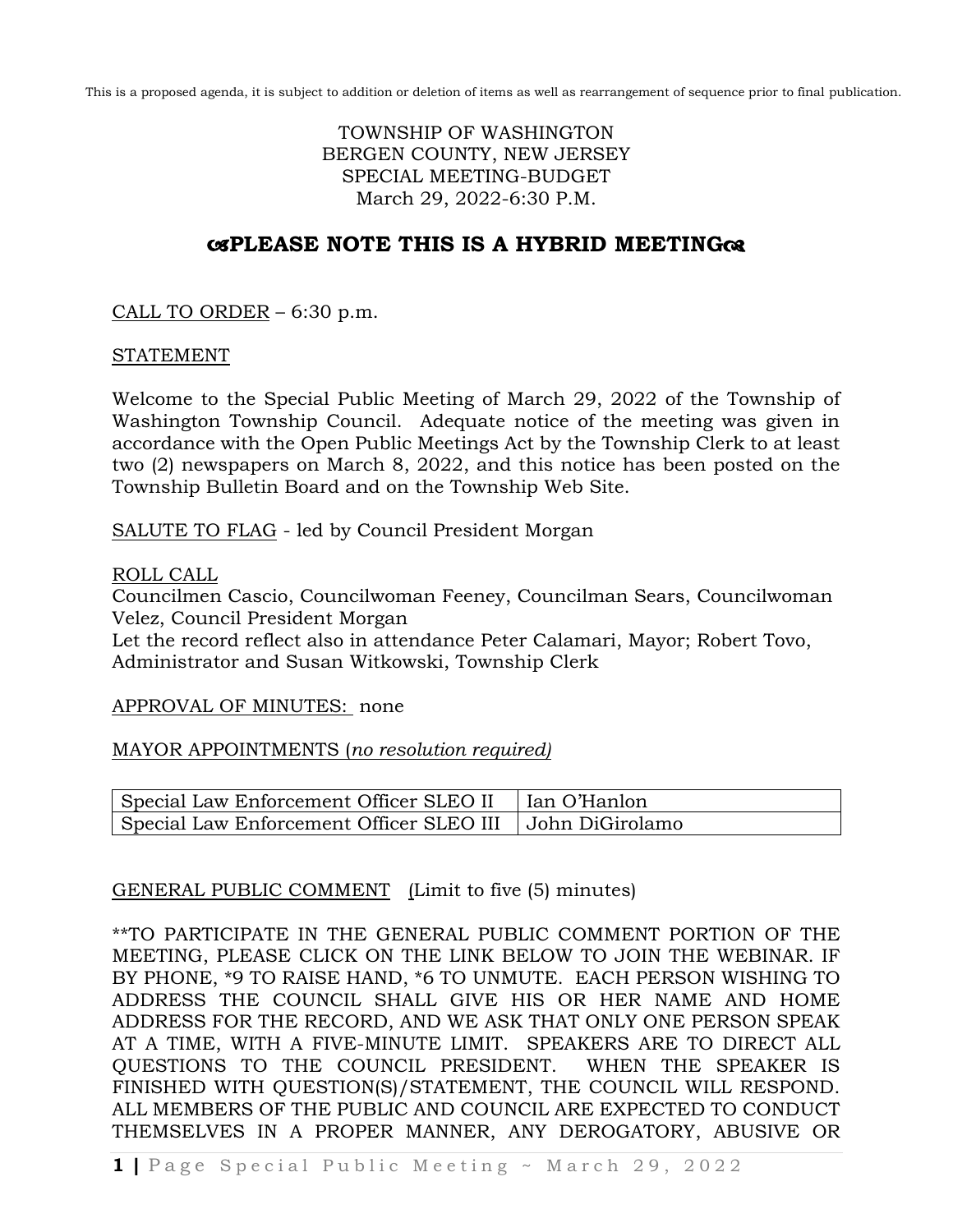This is a proposed agenda, it is subject to addition or deletion of items as well as rearrangement of sequence prior to final publication.

TOWNSHIP OF WASHINGTON
BERGEN COUNTY, NEW JERSEY
SPECIAL MEETING-BUDGET
March 29, 2022-6:30 P.M.

## PLEASE NOTE THIS IS A HYBRID MEETING

CALL TO ORDER – 6:30 p.m.

STATEMENT

Welcome to the Special Public Meeting of March 29, 2022 of the Township of Washington Township Council. Adequate notice of the meeting was given in accordance with the Open Public Meetings Act by the Township Clerk to at least two (2) newspapers on March 8, 2022, and this notice has been posted on the Township Bulletin Board and on the Township Web Site.

SALUTE TO FLAG - led by Council President Morgan

ROLL CALL
Councilmen Cascio, Councilwoman Feeney, Councilman Sears, Councilwoman Velez, Council President Morgan
Let the record reflect also in attendance Peter Calamari, Mayor; Robert Tovo, Administrator and Susan Witkowski, Township Clerk

APPROVAL OF MINUTES: none

MAYOR APPOINTMENTS (*no resolution required)*

| | |
|---|---|
| Special Law Enforcement Officer SLEO II | Ian O'Hanlon |
| Special Law Enforcement Officer SLEO III | John DiGirolamo |

GENERAL PUBLIC COMMENT (Limit to five (5) minutes)

**TO PARTICIPATE IN THE GENERAL PUBLIC COMMENT PORTION OF THE MEETING, PLEASE CLICK ON THE LINK BELOW TO JOIN THE WEBINAR. IF BY PHONE, *9 TO RAISE HAND, *6 TO UNMUTE. EACH PERSON WISHING TO ADDRESS THE COUNCIL SHALL GIVE HIS OR HER NAME AND HOME ADDRESS FOR THE RECORD, AND WE ASK THAT ONLY ONE PERSON SPEAK AT A TIME, WITH A FIVE-MINUTE LIMIT. SPEAKERS ARE TO DIRECT ALL QUESTIONS TO THE COUNCIL PRESIDENT. WHEN THE SPEAKER IS FINISHED WITH QUESTION(S)/STATEMENT, THE COUNCIL WILL RESPOND. ALL MEMBERS OF THE PUBLIC AND COUNCIL ARE EXPECTED TO CONDUCT THEMSELVES IN A PROPER MANNER, ANY DEROGATORY, ABUSIVE OR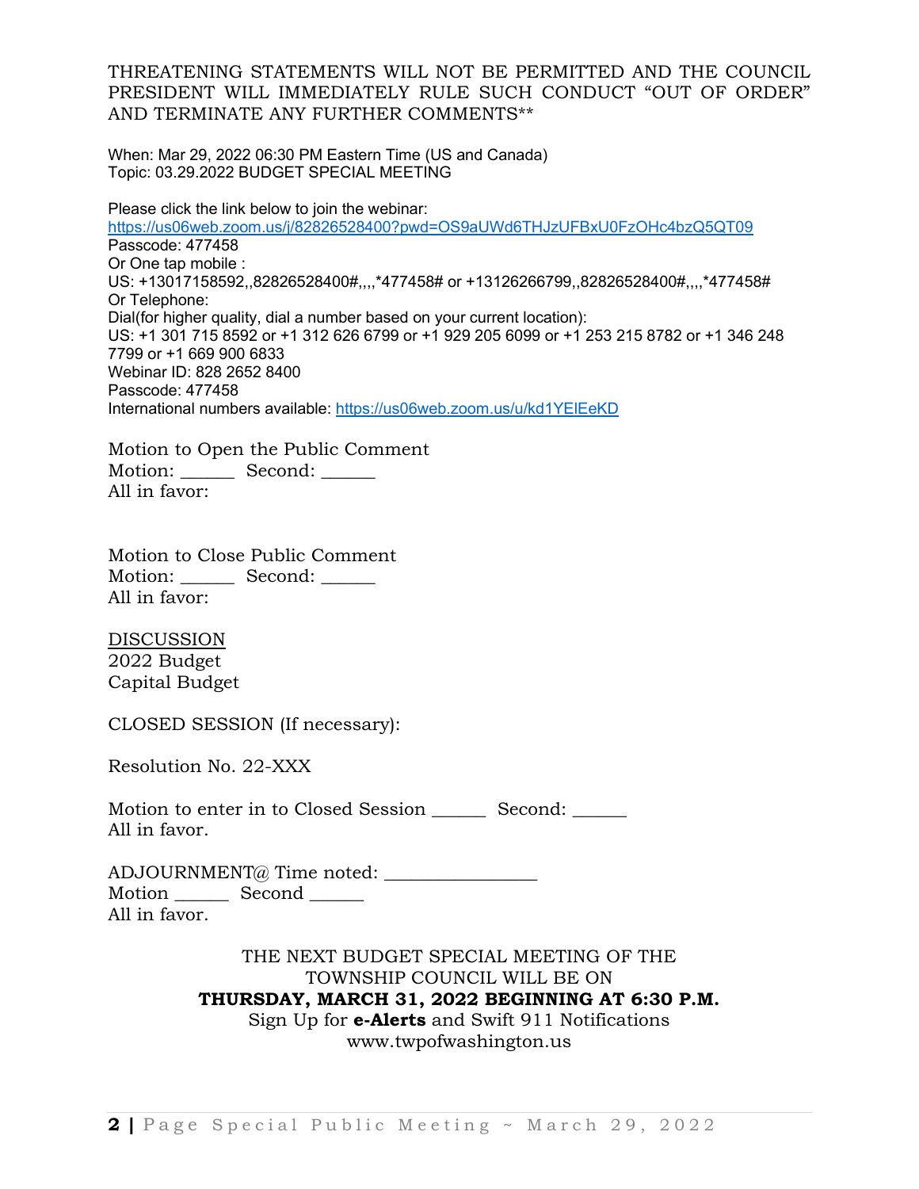THREATENING STATEMENTS WILL NOT BE PERMITTED AND THE COUNCIL PRESIDENT WILL IMMEDIATELY RULE SUCH CONDUCT "OUT OF ORDER" AND TERMINATE ANY FURTHER COMMENTS**

When: Mar 29, 2022 06:30 PM Eastern Time (US and Canada)
Topic: 03.29.2022 BUDGET SPECIAL MEETING

Please click the link below to join the webinar:
https://us06web.zoom.us/j/82826528400?pwd=OS9aUWd6THJzUFBxU0FzOHc4bzQ5QT09
Passcode: 477458
Or One tap mobile :
US: +13017158592,,82826528400#,,,,*477458# or +13126266799,,82826528400#,,,,*477458#
Or Telephone:
Dial(for higher quality, dial a number based on your current location):
US: +1 301 715 8592 or +1 312 626 6799 or +1 929 205 6099 or +1 253 215 8782 or +1 346 248 7799 or +1 669 900 6833
Webinar ID: 828 2652 8400
Passcode: 477458
International numbers available: https://us06web.zoom.us/u/kd1YElEeKD

Motion to Open the Public Comment
Motion: ______ Second: ______
All in favor:

Motion to Close Public Comment
Motion: ______ Second: ______
All in favor:

DISCUSSION
2022 Budget
Capital Budget

CLOSED SESSION (If necessary):

Resolution No. 22-XXX

Motion to enter in to Closed Session ______ Second: ______
All in favor.

ADJOURNMENT@ Time noted: ________________
Motion ______ Second ______
All in favor.

THE NEXT BUDGET SPECIAL MEETING OF THE
TOWNSHIP COUNCIL WILL BE ON
**THURSDAY, MARCH 31, 2022 BEGINNING AT 6:30 P.M.**
Sign Up for **e-Alerts** and Swift 911 Notifications
www.twpofwashington.us